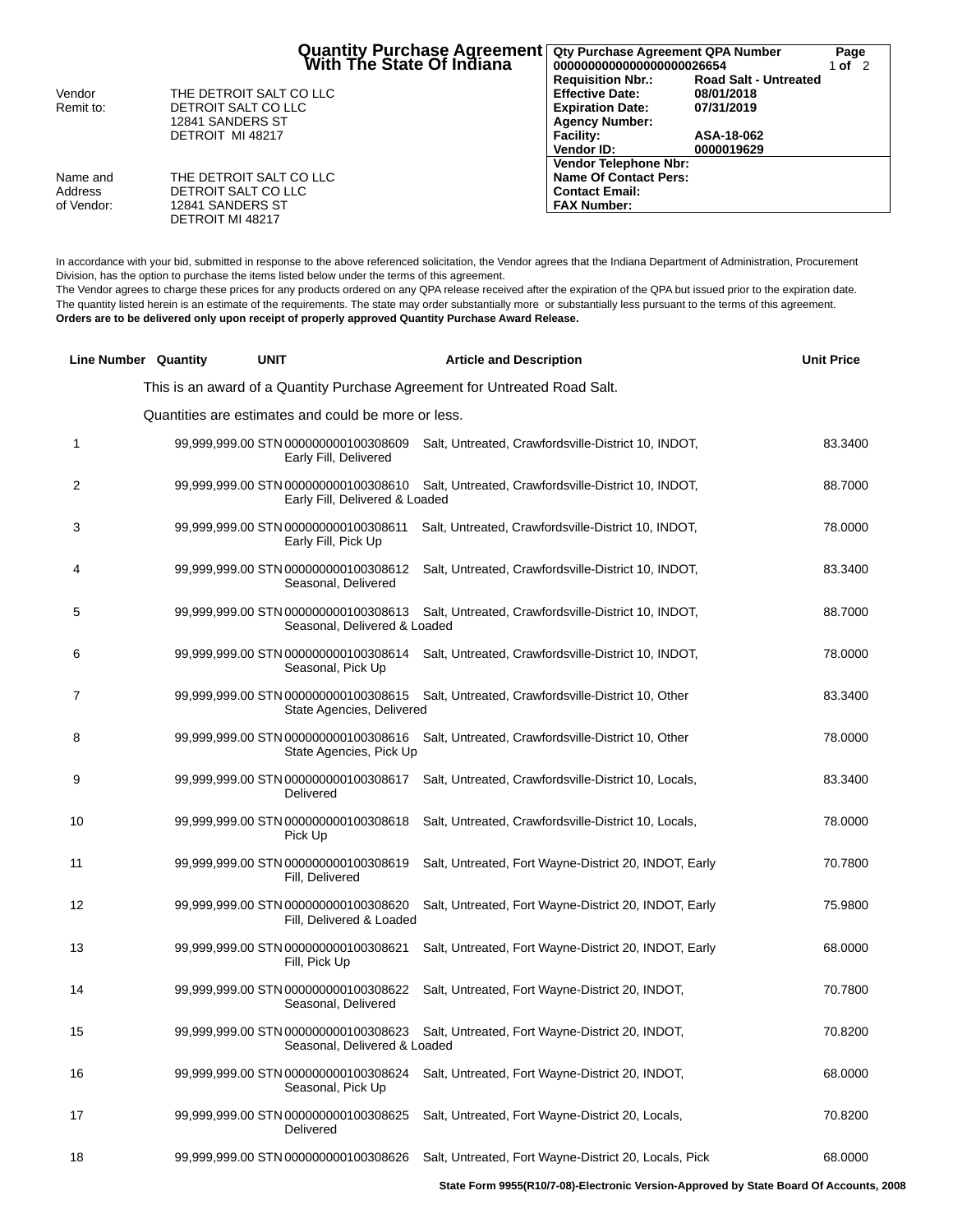# Quantity Purchase Agreement With The State Of Indiana

| | |
|---|---|
| **Qty Purchase Agreement QPA Number** | 0000000000000000000026654 |
| **Page** | 1 of 2 |
| **Requisition Nbr.:** | Road Salt - Untreated |
| **Effective Date:** | 08/01/2018 |
| **Expiration Date:** | 07/31/2019 |
| **Agency Number:** | |
| **Facility:** | ASA-18-062 |
| **Vendor ID:** | 0000019629 |
| **Vendor Telephone Nbr:** | |
| **Name Of Contact Pers:** | |
| **Contact Email:** | |
| **FAX Number:** | |

Vendor: THE DETROIT SALT CO LLC
Remit to: DETROIT SALT CO LLC
12841 SANDERS ST
DETROIT MI 48217

Name and Address of Vendor: THE DETROIT SALT CO LLC
DETROIT SALT CO LLC
12841 SANDERS ST
DETROIT MI 48217

In accordance with your bid, submitted in response to the above referenced solicitation, the Vendor agrees that the Indiana Department of Administration, Procurement Division, has the option to purchase the items listed below under the terms of this agreement.
The Vendor agrees to charge these prices for any products ordered on any QPA release received after the expiration of the QPA but issued prior to the expiration date.
The quantity listed herein is an estimate of the requirements. The state may order substantially more or substantially less pursuant to the terms of this agreement.
**Orders are to be delivered only upon receipt of properly approved Quantity Purchase Award Release.**

This is an award of a Quantity Purchase Agreement for Untreated Road Salt.

Quantities are estimates and could be more or less.

| Line Number | Quantity | UNIT | Article and Description | Unit Price |
|---|---|---|---|---|
| 1 | 99,999,999.00 | STN | 000000000100308609 Salt, Untreated, Crawfordsville-District 10, INDOT, Early Fill, Delivered | 83.3400 |
| 2 | 99,999,999.00 | STN | 000000000100308610 Salt, Untreated, Crawfordsville-District 10, INDOT, Early Fill, Delivered & Loaded | 88.7000 |
| 3 | 99,999,999.00 | STN | 000000000100308611 Salt, Untreated, Crawfordsville-District 10, INDOT, Early Fill, Pick Up | 78.0000 |
| 4 | 99,999,999.00 | STN | 000000000100308612 Salt, Untreated, Crawfordsville-District 10, INDOT, Seasonal, Delivered | 83.3400 |
| 5 | 99,999,999.00 | STN | 000000000100308613 Salt, Untreated, Crawfordsville-District 10, INDOT, Seasonal, Delivered & Loaded | 88.7000 |
| 6 | 99,999,999.00 | STN | 000000000100308614 Salt, Untreated, Crawfordsville-District 10, INDOT, Seasonal, Pick Up | 78.0000 |
| 7 | 99,999,999.00 | STN | 000000000100308615 Salt, Untreated, Crawfordsville-District 10, Other State Agencies, Delivered | 83.3400 |
| 8 | 99,999,999.00 | STN | 000000000100308616 Salt, Untreated, Crawfordsville-District 10, Other State Agencies, Pick Up | 78.0000 |
| 9 | 99,999,999.00 | STN | 000000000100308617 Salt, Untreated, Crawfordsville-District 10, Locals, Delivered | 83.3400 |
| 10 | 99,999,999.00 | STN | 000000000100308618 Salt, Untreated, Crawfordsville-District 10, Locals, Pick Up | 78.0000 |
| 11 | 99,999,999.00 | STN | 000000000100308619 Salt, Untreated, Fort Wayne-District 20, INDOT, Early Fill, Delivered | 70.7800 |
| 12 | 99,999,999.00 | STN | 000000000100308620 Salt, Untreated, Fort Wayne-District 20, INDOT, Early Fill, Delivered & Loaded | 75.9800 |
| 13 | 99,999,999.00 | STN | 000000000100308621 Salt, Untreated, Fort Wayne-District 20, INDOT, Early Fill, Pick Up | 68.0000 |
| 14 | 99,999,999.00 | STN | 000000000100308622 Salt, Untreated, Fort Wayne-District 20, INDOT, Seasonal, Delivered | 70.7800 |
| 15 | 99,999,999.00 | STN | 000000000100308623 Salt, Untreated, Fort Wayne-District 20, INDOT, Seasonal, Delivered & Loaded | 70.8200 |
| 16 | 99,999,999.00 | STN | 000000000100308624 Salt, Untreated, Fort Wayne-District 20, INDOT, Seasonal, Pick Up | 68.0000 |
| 17 | 99,999,999.00 | STN | 000000000100308625 Salt, Untreated, Fort Wayne-District 20, Locals, Delivered | 70.8200 |
| 18 | 99,999,999.00 | STN | 000000000100308626 Salt, Untreated, Fort Wayne-District 20, Locals, Pick | 68.0000 |

State Form 9955(R10/7-08)-Electronic Version-Approved by State Board Of Accounts, 2008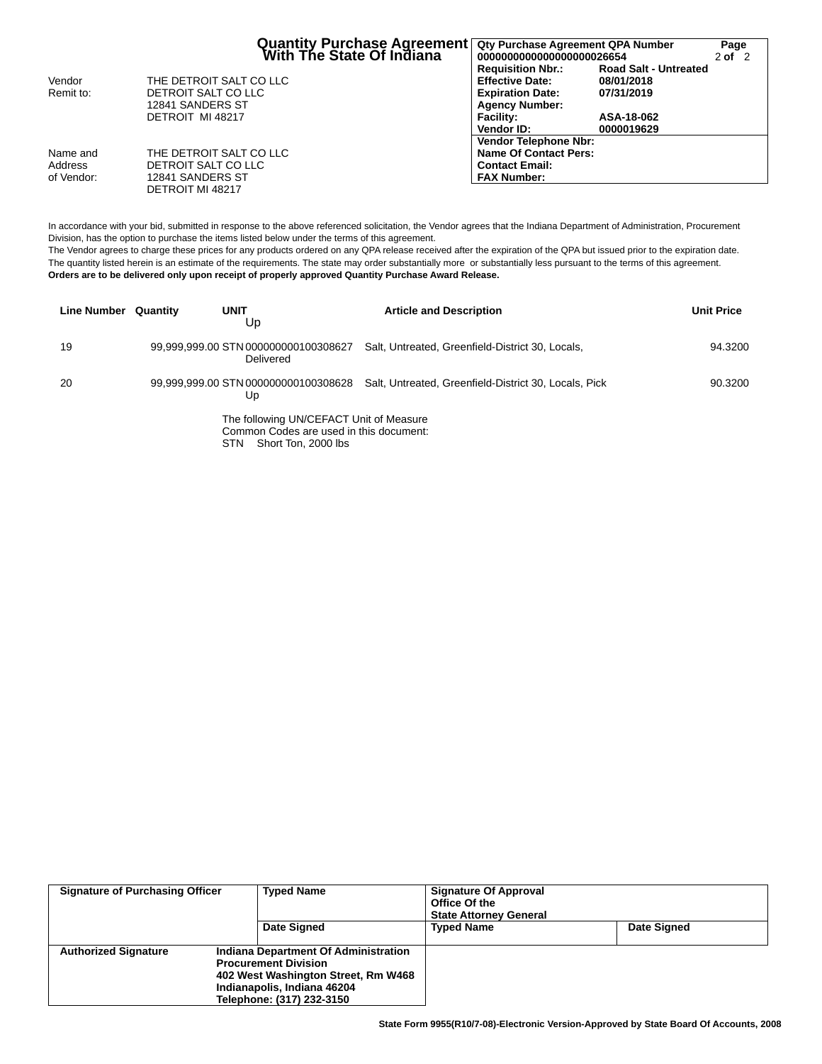# Quantity Purchase Agreement With The State Of Indiana

| | |
|---|---|
| Vendor Remit to: | THE DETROIT SALT CO LLC<br>DETROIT SALT CO LLC<br>12841 SANDERS ST<br>DETROIT MI 48217 |
| Name and Address of Vendor: | THE DETROIT SALT CO LLC<br>DETROIT SALT CO LLC<br>12841 SANDERS ST<br>DETROIT MI 48217 |

| | |
|---|---|
| **Qty Purchase Agreement QPA Number** | 0000000000000000000026654 |
| **Page** | 2 of 2 |
| **Requisition Nbr.:** | **Road Salt - Untreated** |
| **Effective Date:** | **08/01/2018** |
| **Expiration Date:** | **07/31/2019** |
| **Agency Number:** | |
| **Facility:** | **ASA-18-062** |
| **Vendor ID:** | **0000019629** |
| **Vendor Telephone Nbr:** | |
| **Name Of Contact Pers:** | |
| **Contact Email:** | |
| **FAX Number:** | |

In accordance with your bid, submitted in response to the above referenced solicitation, the Vendor agrees that the Indiana Department of Administration, Procurement Division, has the option to purchase the items listed below under the terms of this agreement.
The Vendor agrees to charge these prices for any products ordered on any QPA release received after the expiration of the QPA but issued prior to the expiration date.
The quantity listed herein is an estimate of the requirements. The state may order substantially more or substantially less pursuant to the terms of this agreement.
**Orders are to be delivered only upon receipt of properly approved Quantity Purchase Award Release.**

| Line Number | Quantity | UNIT | | Article and Description | Unit Price |
|---|---|---|---|---|---|
| | | | Up | | |
| 19 | 99,999,999.00 | STN | 000000000100308627 | Salt, Untreated, Greenfield-District 30, Locals, Delivered | 94.3200 |
| 20 | 99,999,999.00 | STN | 000000000100308628 | Salt, Untreated, Greenfield-District 30, Locals, Pick Up | 90.3200 |

The following UN/CEFACT Unit of Measure Common Codes are used in this document:
STN Short Ton, 2000 lbs

| **Signature of Purchasing Officer** | **Typed Name** | **Signature Of Approval Office Of the State Attorney General** | |
|---|---|---|---|
| | **Date Signed** | **Typed Name** | **Date Signed** |
| **Authorized Signature** | **Indiana Department Of Administration Procurement Division 402 West Washington Street, Rm W468 Indianapolis, Indiana 46204 Telephone: (317) 232-3150** | | |

**State Form 9955(R10/7-08)-Electronic Version-Approved by State Board Of Accounts, 2008**